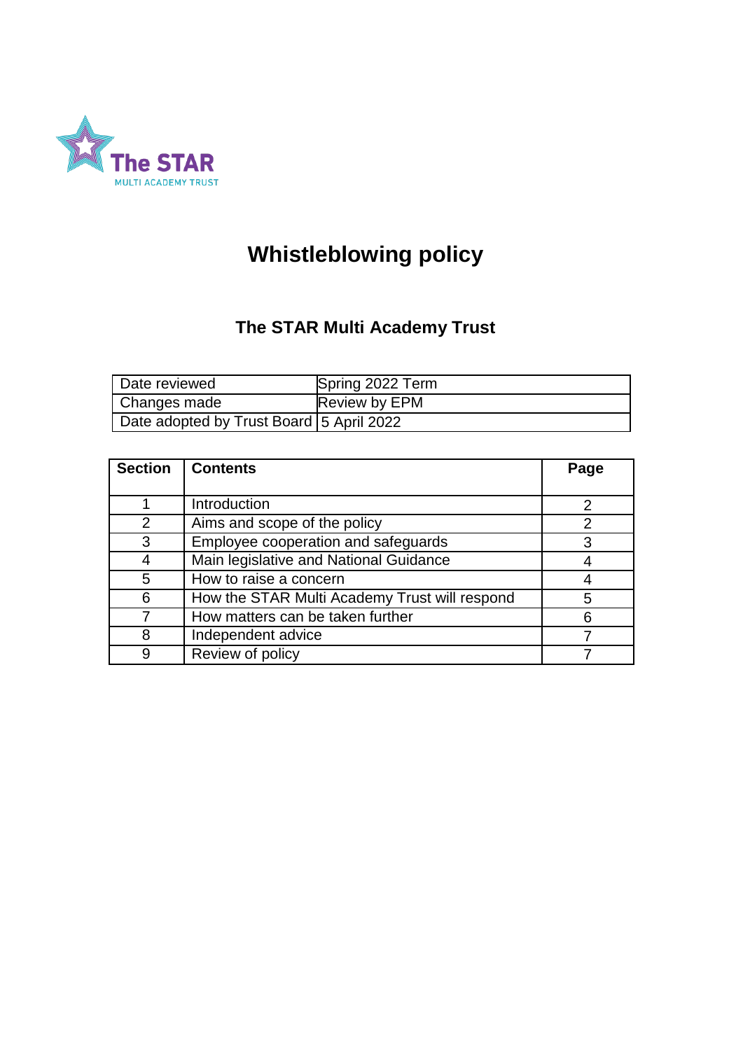The STAR
MULTI ACADEMY TRUST

# Whistleblowing policy

## The STAR Multi Academy Trust

| Date reviewed | Spring 2022 Term |
|---|---|
| Changes made | Review by EPM |
| Date adopted by Trust Board | 5 April 2022 |

| Section | Contents | Page |
|---|---|---|
| 1 | Introduction | 2 |
| 2 | Aims and scope of the policy | 2 |
| 3 | Employee cooperation and safeguards | 3 |
| 4 | Main legislative and National Guidance | 4 |
| 5 | How to raise a concern | 4 |
| 6 | How the STAR Multi Academy Trust will respond | 5 |
| 7 | How matters can be taken further | 6 |
| 8 | Independent advice | 7 |
| 9 | Review of policy | 7 |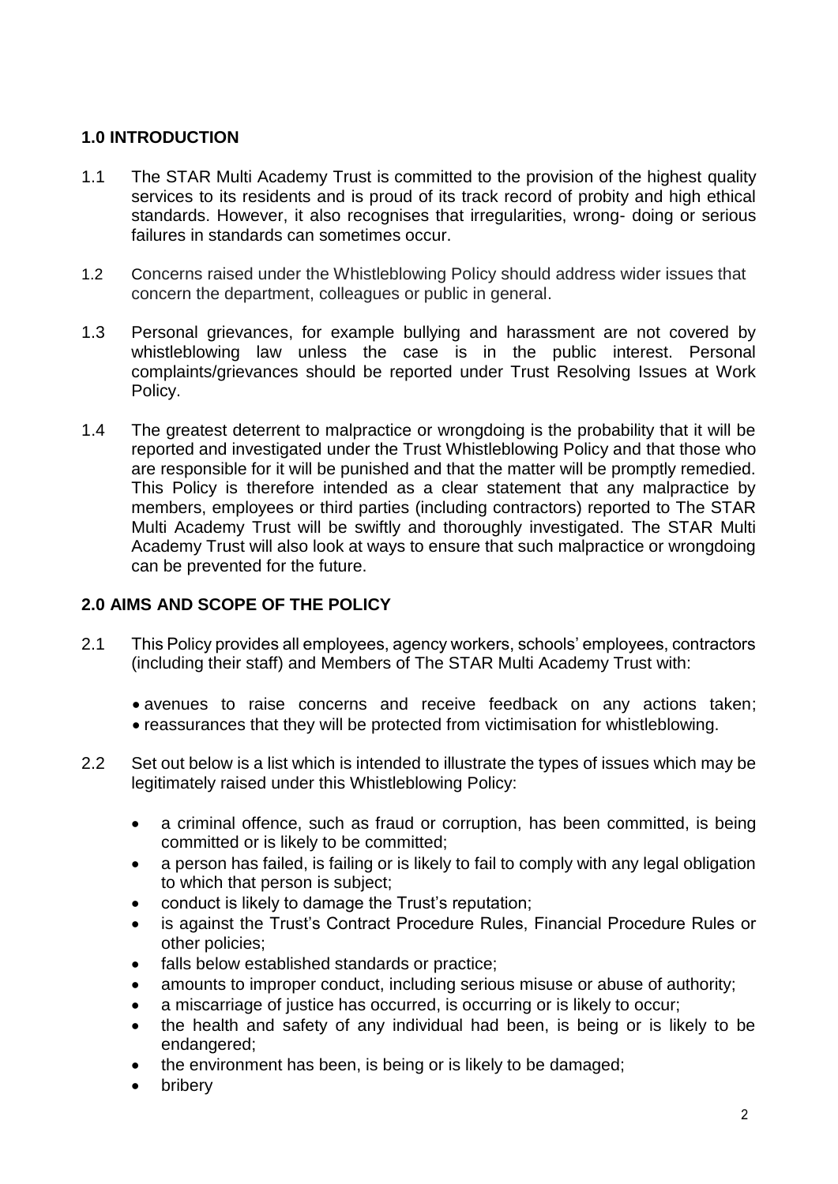## 1.0 INTRODUCTION

1.1 The STAR Multi Academy Trust is committed to the provision of the highest quality services to its residents and is proud of its track record of probity and high ethical standards. However, it also recognises that irregularities, wrong- doing or serious failures in standards can sometimes occur.

1.2 Concerns raised under the Whistleblowing Policy should address wider issues that concern the department, colleagues or public in general.

1.3 Personal grievances, for example bullying and harassment are not covered by whistleblowing law unless the case is in the public interest. Personal complaints/grievances should be reported under Trust Resolving Issues at Work Policy.

1.4 The greatest deterrent to malpractice or wrongdoing is the probability that it will be reported and investigated under the Trust Whistleblowing Policy and that those who are responsible for it will be punished and that the matter will be promptly remedied. This Policy is therefore intended as a clear statement that any malpractice by members, employees or third parties (including contractors) reported to The STAR Multi Academy Trust will be swiftly and thoroughly investigated. The STAR Multi Academy Trust will also look at ways to ensure that such malpractice or wrongdoing can be prevented for the future.

## 2.0 AIMS AND SCOPE OF THE POLICY

2.1 This Policy provides all employees, agency workers, schools' employees, contractors (including their staff) and Members of The STAR Multi Academy Trust with:

- avenues to raise concerns and receive feedback on any actions taken;
- reassurances that they will be protected from victimisation for whistleblowing.

2.2 Set out below is a list which is intended to illustrate the types of issues which may be legitimately raised under this Whistleblowing Policy:

- a criminal offence, such as fraud or corruption, has been committed, is being committed or is likely to be committed;
- a person has failed, is failing or is likely to fail to comply with any legal obligation to which that person is subject;
- conduct is likely to damage the Trust's reputation;
- is against the Trust's Contract Procedure Rules, Financial Procedure Rules or other policies;
- falls below established standards or practice;
- amounts to improper conduct, including serious misuse or abuse of authority;
- a miscarriage of justice has occurred, is occurring or is likely to occur;
- the health and safety of any individual had been, is being or is likely to be endangered;
- the environment has been, is being or is likely to be damaged;
- bribery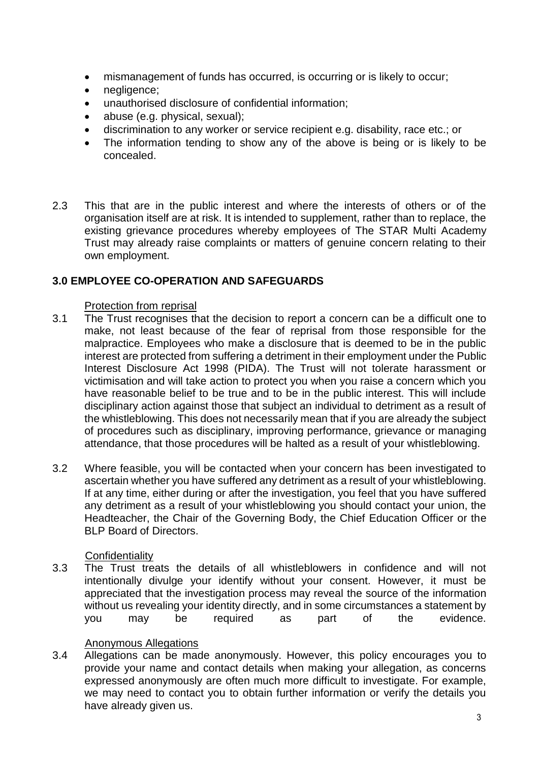- mismanagement of funds has occurred, is occurring or is likely to occur;
- negligence;
- unauthorised disclosure of confidential information;
- abuse (e.g. physical, sexual);
- discrimination to any worker or service recipient e.g. disability, race etc.; or
- The information tending to show any of the above is being or is likely to be concealed.

2.3 This that are in the public interest and where the interests of others or of the organisation itself are at risk. It is intended to supplement, rather than to replace, the existing grievance procedures whereby employees of The STAR Multi Academy Trust may already raise complaints or matters of genuine concern relating to their own employment.

## 3.0 EMPLOYEE CO-OPERATION AND SAFEGUARDS

Protection from reprisal

3.1 The Trust recognises that the decision to report a concern can be a difficult one to make, not least because of the fear of reprisal from those responsible for the malpractice. Employees who make a disclosure that is deemed to be in the public interest are protected from suffering a detriment in their employment under the Public Interest Disclosure Act 1998 (PIDA). The Trust will not tolerate harassment or victimisation and will take action to protect you when you raise a concern which you have reasonable belief to be true and to be in the public interest. This will include disciplinary action against those that subject an individual to detriment as a result of the whistleblowing. This does not necessarily mean that if you are already the subject of procedures such as disciplinary, improving performance, grievance or managing attendance, that those procedures will be halted as a result of your whistleblowing.

3.2 Where feasible, you will be contacted when your concern has been investigated to ascertain whether you have suffered any detriment as a result of your whistleblowing. If at any time, either during or after the investigation, you feel that you have suffered any detriment as a result of your whistleblowing you should contact your union, the Headteacher, the Chair of the Governing Body, the Chief Education Officer or the BLP Board of Directors.

Confidentiality

3.3 The Trust treats the details of all whistleblowers in confidence and will not intentionally divulge your identify without your consent. However, it must be appreciated that the investigation process may reveal the source of the information without us revealing your identity directly, and in some circumstances a statement by you may be required as part of the evidence.

Anonymous Allegations

3.4 Allegations can be made anonymously. However, this policy encourages you to provide your name and contact details when making your allegation, as concerns expressed anonymously are often much more difficult to investigate. For example, we may need to contact you to obtain further information or verify the details you have already given us.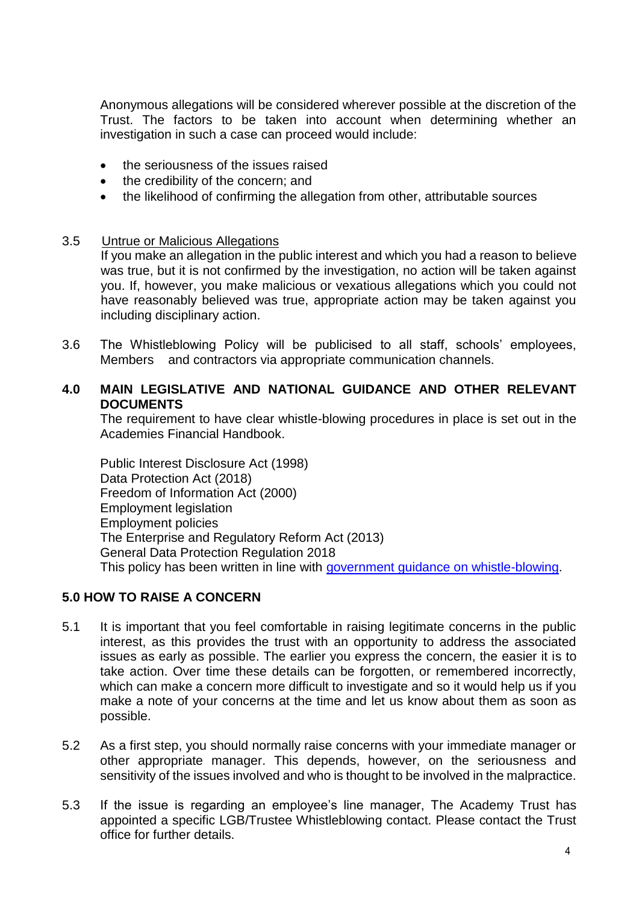Anonymous allegations will be considered wherever possible at the discretion of the Trust. The factors to be taken into account when determining whether an investigation in such a case can proceed would include:

- the seriousness of the issues raised
- the credibility of the concern; and
- the likelihood of confirming the allegation from other, attributable sources

3.5 Untrue or Malicious Allegations

If you make an allegation in the public interest and which you had a reason to believe was true, but it is not confirmed by the investigation, no action will be taken against you. If, however, you make malicious or vexatious allegations which you could not have reasonably believed was true, appropriate action may be taken against you including disciplinary action.

3.6 The Whistleblowing Policy will be publicised to all staff, schools' employees, Members and contractors via appropriate communication channels.

## 4.0 MAIN LEGISLATIVE AND NATIONAL GUIDANCE AND OTHER RELEVANT DOCUMENTS

The requirement to have clear whistle-blowing procedures in place is set out in the Academies Financial Handbook.

Public Interest Disclosure Act (1998)
Data Protection Act (2018)
Freedom of Information Act (2000)
Employment legislation
Employment policies
The Enterprise and Regulatory Reform Act (2013)
General Data Protection Regulation 2018
This policy has been written in line with government guidance on whistle-blowing.

## 5.0 HOW TO RAISE A CONCERN

5.1 It is important that you feel comfortable in raising legitimate concerns in the public interest, as this provides the trust with an opportunity to address the associated issues as early as possible. The earlier you express the concern, the easier it is to take action. Over time these details can be forgotten, or remembered incorrectly, which can make a concern more difficult to investigate and so it would help us if you make a note of your concerns at the time and let us know about them as soon as possible.

5.2 As a first step, you should normally raise concerns with your immediate manager or other appropriate manager. This depends, however, on the seriousness and sensitivity of the issues involved and who is thought to be involved in the malpractice.

5.3 If the issue is regarding an employee's line manager, The Academy Trust has appointed a specific LGB/Trustee Whistleblowing contact. Please contact the Trust office for further details.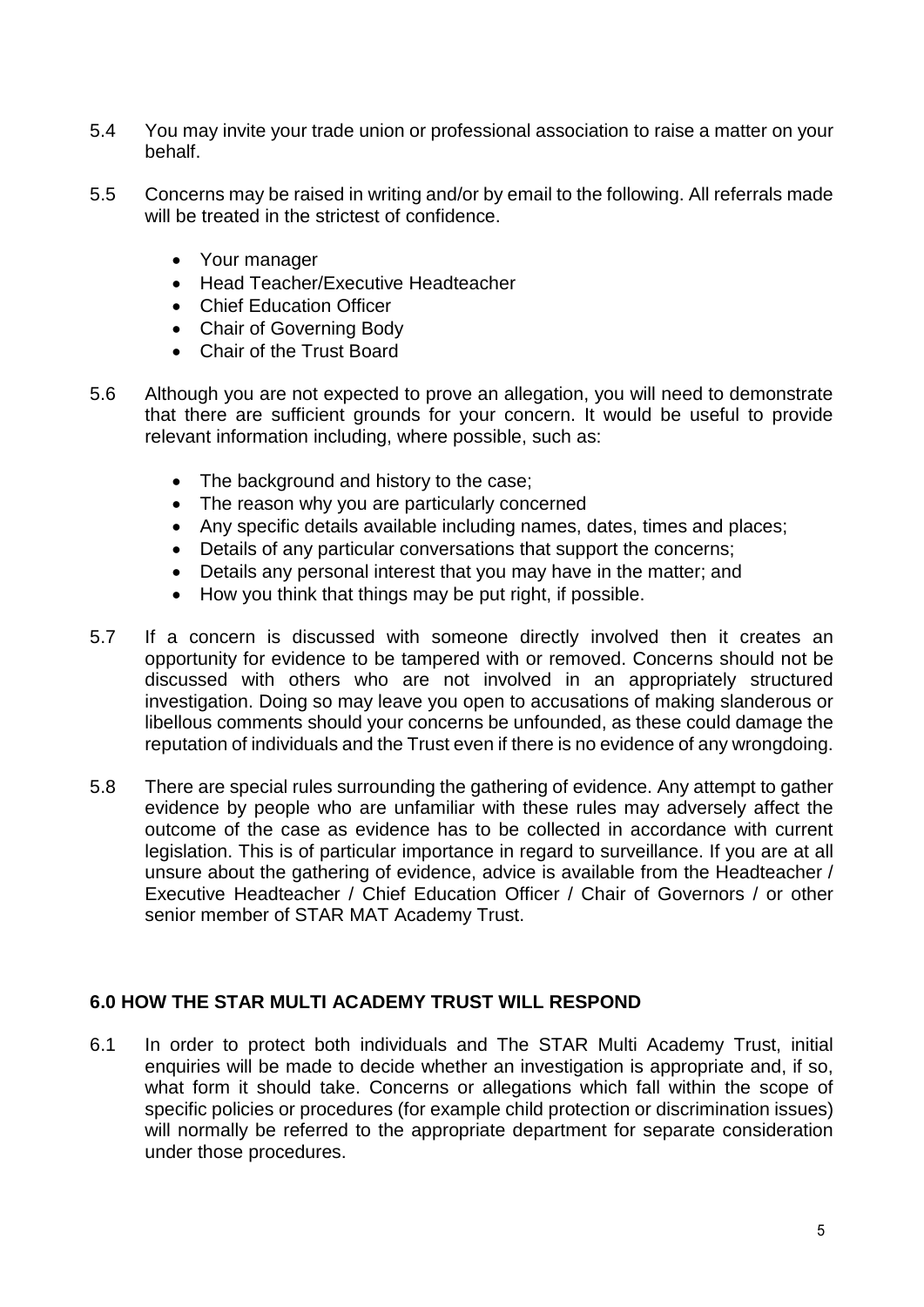5.4 You may invite your trade union or professional association to raise a matter on your behalf.

5.5 Concerns may be raised in writing and/or by email to the following. All referrals made will be treated in the strictest of confidence.

- Your manager
- Head Teacher/Executive Headteacher
- Chief Education Officer
- Chair of Governing Body
- Chair of the Trust Board

5.6 Although you are not expected to prove an allegation, you will need to demonstrate that there are sufficient grounds for your concern. It would be useful to provide relevant information including, where possible, such as:

- The background and history to the case;
- The reason why you are particularly concerned
- Any specific details available including names, dates, times and places;
- Details of any particular conversations that support the concerns;
- Details any personal interest that you may have in the matter; and
- How you think that things may be put right, if possible.

5.7 If a concern is discussed with someone directly involved then it creates an opportunity for evidence to be tampered with or removed. Concerns should not be discussed with others who are not involved in an appropriately structured investigation. Doing so may leave you open to accusations of making slanderous or libellous comments should your concerns be unfounded, as these could damage the reputation of individuals and the Trust even if there is no evidence of any wrongdoing.

5.8 There are special rules surrounding the gathering of evidence. Any attempt to gather evidence by people who are unfamiliar with these rules may adversely affect the outcome of the case as evidence has to be collected in accordance with current legislation. This is of particular importance in regard to surveillance. If you are at all unsure about the gathering of evidence, advice is available from the Headteacher / Executive Headteacher / Chief Education Officer / Chair of Governors / or other senior member of STAR MAT Academy Trust.

## 6.0 HOW THE STAR MULTI ACADEMY TRUST WILL RESPOND

6.1 In order to protect both individuals and The STAR Multi Academy Trust, initial enquiries will be made to decide whether an investigation is appropriate and, if so, what form it should take. Concerns or allegations which fall within the scope of specific policies or procedures (for example child protection or discrimination issues) will normally be referred to the appropriate department for separate consideration under those procedures.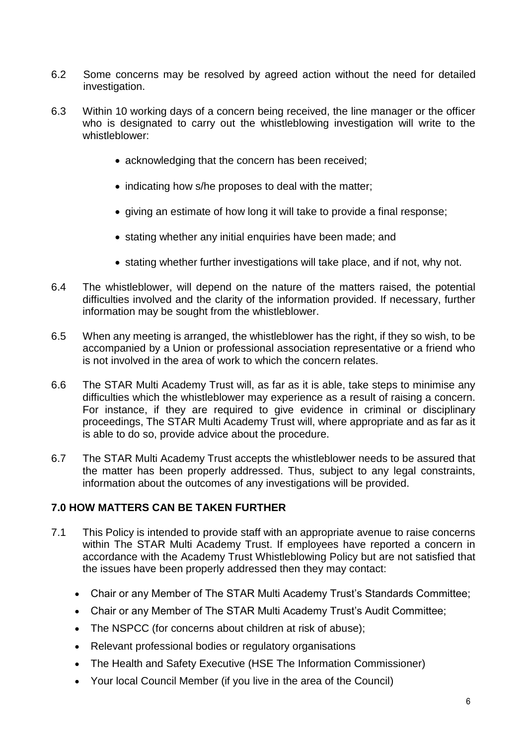6.2 Some concerns may be resolved by agreed action without the need for detailed investigation.

6.3 Within 10 working days of a concern being received, the line manager or the officer who is designated to carry out the whistleblowing investigation will write to the whistleblower:

- acknowledging that the concern has been received;
- indicating how s/he proposes to deal with the matter;
- giving an estimate of how long it will take to provide a final response;
- stating whether any initial enquiries have been made; and
- stating whether further investigations will take place, and if not, why not.

6.4 The whistleblower, will depend on the nature of the matters raised, the potential difficulties involved and the clarity of the information provided. If necessary, further information may be sought from the whistleblower.

6.5 When any meeting is arranged, the whistleblower has the right, if they so wish, to be accompanied by a Union or professional association representative or a friend who is not involved in the area of work to which the concern relates.

6.6 The STAR Multi Academy Trust will, as far as it is able, take steps to minimise any difficulties which the whistleblower may experience as a result of raising a concern. For instance, if they are required to give evidence in criminal or disciplinary proceedings, The STAR Multi Academy Trust will, where appropriate and as far as it is able to do so, provide advice about the procedure.

6.7 The STAR Multi Academy Trust accepts the whistleblower needs to be assured that the matter has been properly addressed. Thus, subject to any legal constraints, information about the outcomes of any investigations will be provided.

## 7.0 HOW MATTERS CAN BE TAKEN FURTHER

7.1 This Policy is intended to provide staff with an appropriate avenue to raise concerns within The STAR Multi Academy Trust. If employees have reported a concern in accordance with the Academy Trust Whistleblowing Policy but are not satisfied that the issues have been properly addressed then they may contact:

- Chair or any Member of The STAR Multi Academy Trust's Standards Committee;
- Chair or any Member of The STAR Multi Academy Trust's Audit Committee;
- The NSPCC (for concerns about children at risk of abuse);
- Relevant professional bodies or regulatory organisations
- The Health and Safety Executive (HSE The Information Commissioner)
- Your local Council Member (if you live in the area of the Council)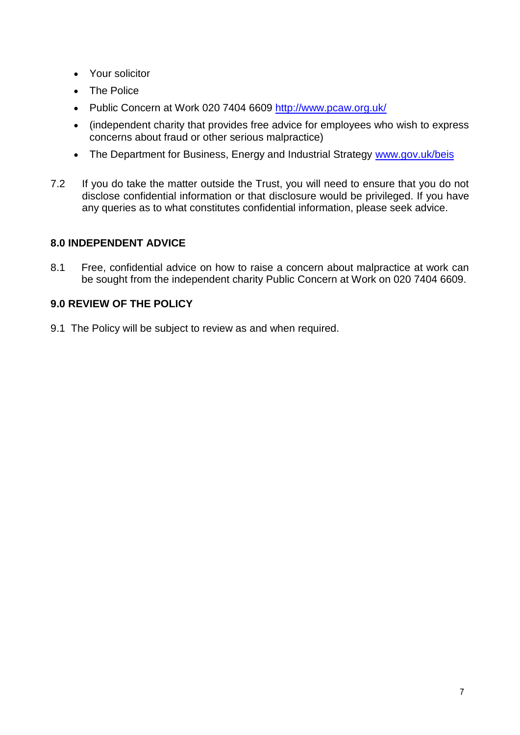- Your solicitor
- The Police
- Public Concern at Work 020 7404 6609 http://www.pcaw.org.uk/
- (independent charity that provides free advice for employees who wish to express concerns about fraud or other serious malpractice)
- The Department for Business, Energy and Industrial Strategy www.gov.uk/beis

7.2 If you do take the matter outside the Trust, you will need to ensure that you do not disclose confidential information or that disclosure would be privileged. If you have any queries as to what constitutes confidential information, please seek advice.

## 8.0 INDEPENDENT ADVICE

8.1 Free, confidential advice on how to raise a concern about malpractice at work can be sought from the independent charity Public Concern at Work on 020 7404 6609.

## 9.0 REVIEW OF THE POLICY

9.1 The Policy will be subject to review as and when required.